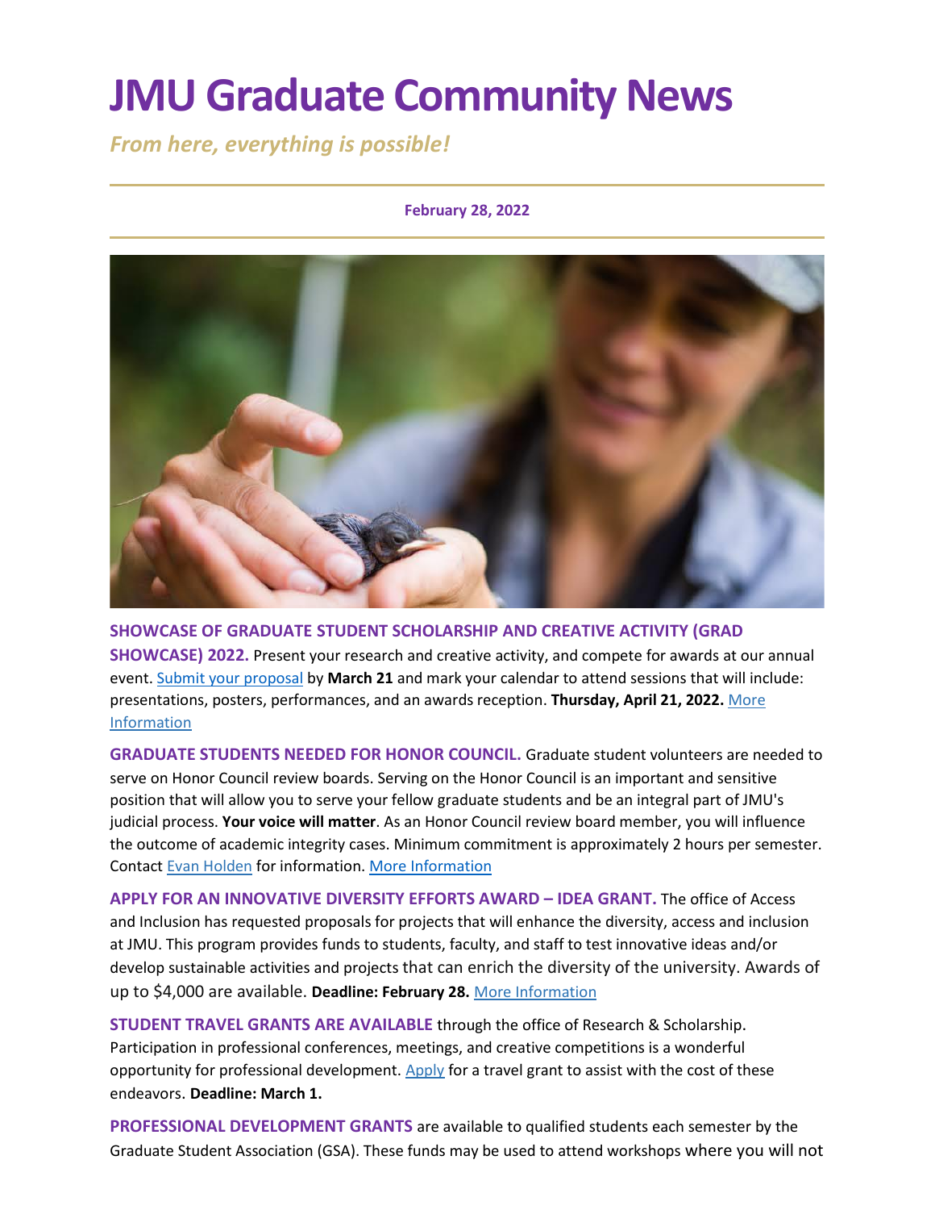# JMU Graduate Community News

*From here, everything is possible!*

**February 28, 2022**

**SHOWCASE OF GRADUATE STUDENT SCHOLARSHIP AND CREATIVE ACTIVITY (GRAD SHOWCASE) 2022.** Present your research and creative activity, and compete for awards at our annual event. Submit your proposal by **March 21** and mark your calendar to attend sessions that will include: presentations, posters, performances, and an awards reception. **Thursday, April 21, 2022.** More Information

**GRADUATE STUDENTS NEEDED FOR HONOR COUNCIL.** Graduate student volunteers are needed to serve on Honor Council review boards. Serving on the Honor Council is an important and sensitive position that will allow you to serve your fellow graduate students and be an integral part of JMU's judicial process. **Your voice will matter**. As an Honor Council review board member, you will influence the outcome of academic integrity cases. Minimum commitment is approximately 2 hours per semester. Contact Evan Holden for information. More Information

**APPLY FOR AN INNOVATIVE DIVERSITY EFFORTS AWARD – IDEA GRANT.** The office of Access and Inclusion has requested proposals for projects that will enhance the diversity, access and inclusion at JMU. This program provides funds to students, faculty, and staff to test innovative ideas and/or develop sustainable activities and projects that can enrich the diversity of the university. Awards of up to $4,000 are available. **Deadline: February 28.** More Information

**STUDENT TRAVEL GRANTS ARE AVAILABLE** through the office of Research & Scholarship. Participation in professional conferences, meetings, and creative competitions is a wonderful opportunity for professional development. Apply for a travel grant to assist with the cost of these endeavors. **Deadline: March 1.**

**PROFESSIONAL DEVELOPMENT GRANTS** are available to qualified students each semester by the Graduate Student Association (GSA). These funds may be used to attend workshops where you will not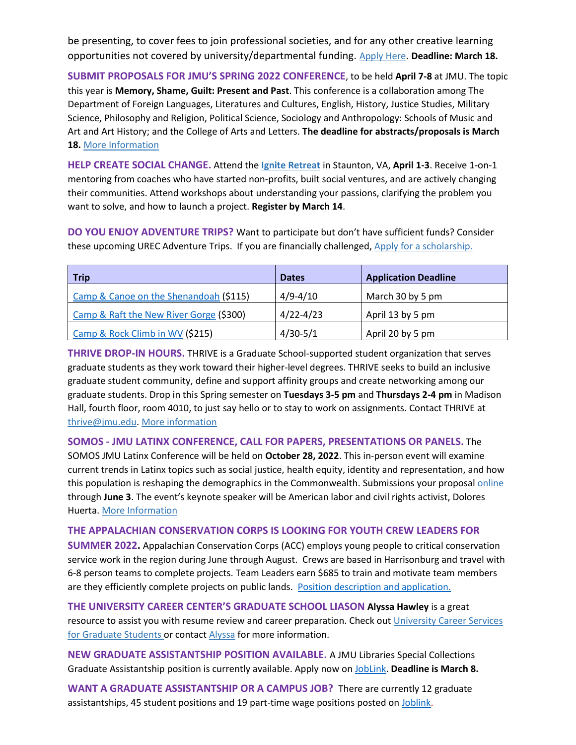be presenting, to cover fees to join professional societies, and for any other creative learning opportunities not covered by university/departmental funding. Apply Here. **Deadline: March 18.**

**SUBMIT PROPOSALS FOR JMU'S SPRING 2022 CONFERENCE**, to be held **April 7-8** at JMU. The topic this year is **Memory, Shame, Guilt: Present and Past**. This conference is a collaboration among The Department of Foreign Languages, Literatures and Cultures, English, History, Justice Studies, Military Science, Philosophy and Religion, Political Science, Sociology and Anthropology: Schools of Music and Art and Art History; and the College of Arts and Letters. **The deadline for abstracts/proposals is March 18.** More Information

**HELP CREATE SOCIAL CHANGE.** Attend the **Ignite Retreat** in Staunton, VA, **April 1-3**. Receive 1-on-1 mentoring from coaches who have started non-profits, built social ventures, and are actively changing their communities. Attend workshops about understanding your passions, clarifying the problem you want to solve, and how to launch a project. **Register by March 14**.

**DO YOU ENJOY ADVENTURE TRIPS?** Want to participate but don't have sufficient funds? Consider these upcoming UREC Adventure Trips. If you are financially challenged, Apply for a scholarship.

| Trip | Dates | Application Deadline |
|---|---|---|
| Camp & Canoe on the Shenandoah ($115) | 4/9-4/10 | March 30 by 5 pm |
| Camp & Raft the New River Gorge ($300) | 4/22-4/23 | April 13 by 5 pm |
| Camp & Rock Climb in WV ($215) | 4/30-5/1 | April 20 by 5 pm |

**THRIVE DROP-IN HOURS.** THRIVE is a Graduate School-supported student organization that serves graduate students as they work toward their higher-level degrees. THRIVE seeks to build an inclusive graduate student community, define and support affinity groups and create networking among our graduate students. Drop in this Spring semester on **Tuesdays 3-5 pm** and **Thursdays 2-4 pm** in Madison Hall, fourth floor, room 4010, to just say hello or to stay to work on assignments. Contact THRIVE at thrive@jmu.edu. More information

**SOMOS - JMU LATINX CONFERENCE, CALL FOR PAPERS, PRESENTATIONS OR PANELS.** The SOMOS JMU Latinx Conference will be held on **October 28, 2022**. This in-person event will examine current trends in Latinx topics such as social justice, health equity, identity and representation, and how this population is reshaping the demographics in the Commonwealth. Submissions your proposal online through **June 3**. The event's keynote speaker will be American labor and civil rights activist, Dolores Huerta. More Information

**THE APPALACHIAN CONSERVATION CORPS IS LOOKING FOR YOUTH CREW LEADERS FOR SUMMER 2022.** Appalachian Conservation Corps (ACC) employs young people to critical conservation service work in the region during June through August. Crews are based in Harrisonburg and travel with 6-8 person teams to complete projects. Team Leaders earn $685 to train and motivate team members are they efficiently complete projects on public lands. Position description and application.

**THE UNIVERSITY CAREER CENTER'S GRADUATE SCHOOL LIASON Alyssa Hawley** is a great resource to assist you with resume review and career preparation. Check out University Career Services for Graduate Students or contact Alyssa for more information.

**NEW GRADUATE ASSISTANTSHIP POSITION AVAILABLE.** A JMU Libraries Special Collections Graduate Assistantship position is currently available. Apply now on JobLink. **Deadline is March 8.**

**WANT A GRADUATE ASSISTANTSHIP OR A CAMPUS JOB?** There are currently 12 graduate assistantships, 45 student positions and 19 part-time wage positions posted on Joblink.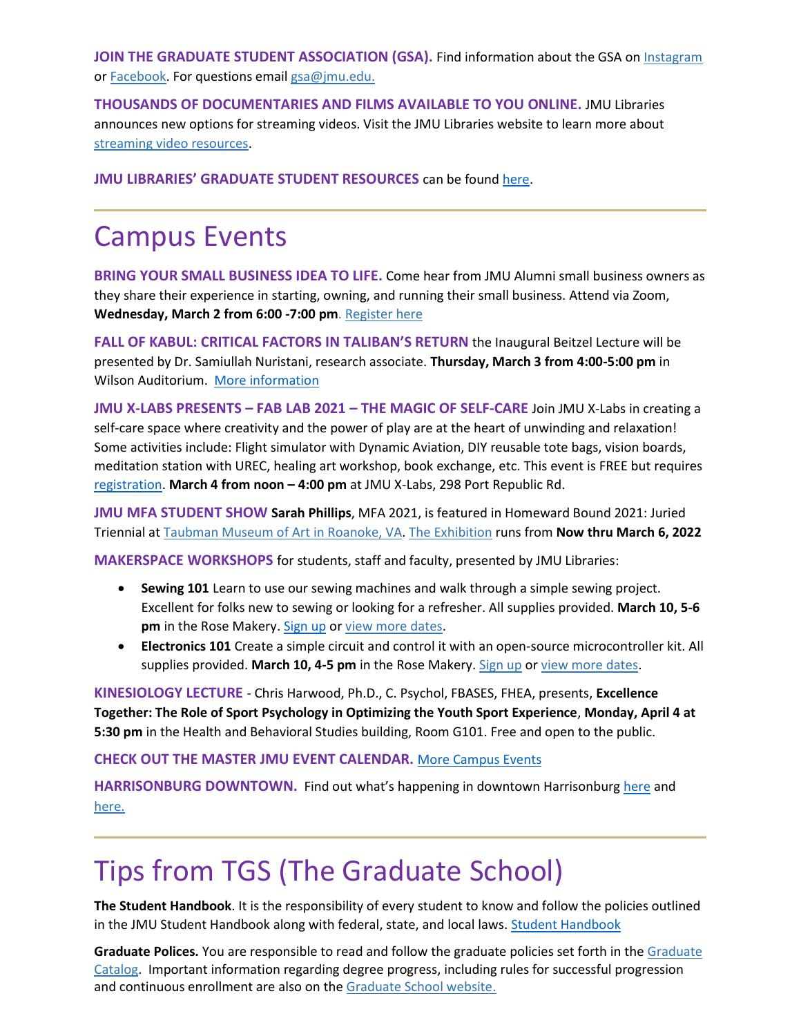**JOIN THE GRADUATE STUDENT ASSOCIATION (GSA).** Find information about the GSA on Instagram or Facebook. For questions email gsa@jmu.edu.

**THOUSANDS OF DOCUMENTARIES AND FILMS AVAILABLE TO YOU ONLINE.** JMU Libraries announces new options for streaming videos. Visit the JMU Libraries website to learn more about streaming video resources.

**JMU LIBRARIES' GRADUATE STUDENT RESOURCES** can be found here.

---

# Campus Events

**BRING YOUR SMALL BUSINESS IDEA TO LIFE.** Come hear from JMU Alumni small business owners as they share their experience in starting, owning, and running their small business. Attend via Zoom, **Wednesday, March 2 from 6:00 -7:00 pm**. Register here

**FALL OF KABUL: CRITICAL FACTORS IN TALIBAN'S RETURN** the Inaugural Beitzel Lecture will be presented by Dr. Samiullah Nuristani, research associate. **Thursday, March 3 from 4:00-5:00 pm** in Wilson Auditorium. More information

**JMU X-LABS PRESENTS – FAB LAB 2021 – THE MAGIC OF SELF-CARE** Join JMU X-Labs in creating a self-care space where creativity and the power of play are at the heart of unwinding and relaxation! Some activities include: Flight simulator with Dynamic Aviation, DIY reusable tote bags, vision boards, meditation station with UREC, healing art workshop, book exchange, etc. This event is FREE but requires registration. **March 4 from noon – 4:00 pm** at JMU X-Labs, 298 Port Republic Rd.

**JMU MFA STUDENT SHOW** **Sarah Phillips**, MFA 2021, is featured in Homeward Bound 2021: Juried Triennial at Taubman Museum of Art in Roanoke, VA. The Exhibition runs from **Now thru March 6, 2022**

**MAKERSPACE WORKSHOPS** for students, staff and faculty, presented by JMU Libraries:

- **Sewing 101** Learn to use our sewing machines and walk through a simple sewing project. Excellent for folks new to sewing or looking for a refresher. All supplies provided. **March 10, 5-6 pm** in the Rose Makery. Sign up or view more dates.
- **Electronics 101** Create a simple circuit and control it with an open-source microcontroller kit. All supplies provided. **March 10, 4-5 pm** in the Rose Makery. Sign up or view more dates.

**KINESIOLOGY LECTURE** - Chris Harwood, Ph.D., C. Psychol, FBASES, FHEA, presents, **Excellence Together: The Role of Sport Psychology in Optimizing the Youth Sport Experience**, **Monday, April 4 at 5:30 pm** in the Health and Behavioral Studies building, Room G101. Free and open to the public.

**CHECK OUT THE MASTER JMU EVENT CALENDAR.** More Campus Events

**HARRISONBURG DOWNTOWN.** Find out what's happening in downtown Harrisonburg here and here.

---

# Tips from TGS (The Graduate School)

**The Student Handbook**. It is the responsibility of every student to know and follow the policies outlined in the JMU Student Handbook along with federal, state, and local laws. Student Handbook

**Graduate Polices.** You are responsible to read and follow the graduate policies set forth in the Graduate Catalog. Important information regarding degree progress, including rules for successful progression and continuous enrollment are also on the Graduate School website.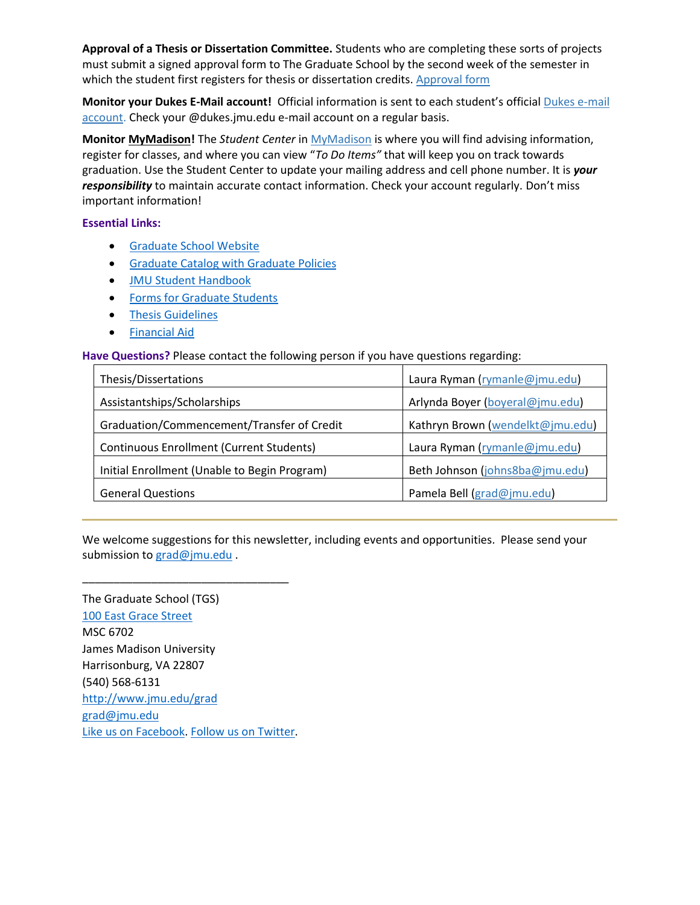**Approval of a Thesis or Dissertation Committee.** Students who are completing these sorts of projects must submit a signed approval form to The Graduate School by the second week of the semester in which the student first registers for thesis or dissertation credits. Approval form

**Monitor your Dukes E-Mail account!** Official information is sent to each student's official Dukes e-mail account. Check your @dukes.jmu.edu e-mail account on a regular basis.

**Monitor MyMadison!** The *Student Center* in MyMadison is where you will find advising information, register for classes, and where you can view "*To Do Items*" that will keep you on track towards graduation. Use the Student Center to update your mailing address and cell phone number. It is ***your responsibility*** to maintain accurate contact information. Check your account regularly. Don't miss important information!

**Essential Links:**

- Graduate School Website
- Graduate Catalog with Graduate Policies
- JMU Student Handbook
- Forms for Graduate Students
- Thesis Guidelines
- Financial Aid

**Have Questions?** Please contact the following person if you have questions regarding:

| | |
|---|---|
| Thesis/Dissertations | Laura Ryman (rymanle@jmu.edu) |
| Assistantships/Scholarships | Arlynda Boyer (boyeral@jmu.edu) |
| Graduation/Commencement/Transfer of Credit | Kathryn Brown (wendelkt@jmu.edu) |
| Continuous Enrollment (Current Students) | Laura Ryman (rymanle@jmu.edu) |
| Initial Enrollment (Unable to Begin Program) | Beth Johnson (johns8ba@jmu.edu) |
| General Questions | Pamela Bell (grad@jmu.edu) |

---

We welcome suggestions for this newsletter, including events and opportunities. Please send your submission to grad@jmu.edu .

\_\_\_\_\_\_\_\_\_\_\_\_\_\_\_\_\_\_\_\_\_\_\_\_\_\_\_\_\_\_\_\_\_\_

The Graduate School (TGS)
100 East Grace Street
MSC 6702
James Madison University
Harrisonburg, VA 22807
(540) 568-6131
http://www.jmu.edu/grad
grad@jmu.edu
Like us on Facebook. Follow us on Twitter.